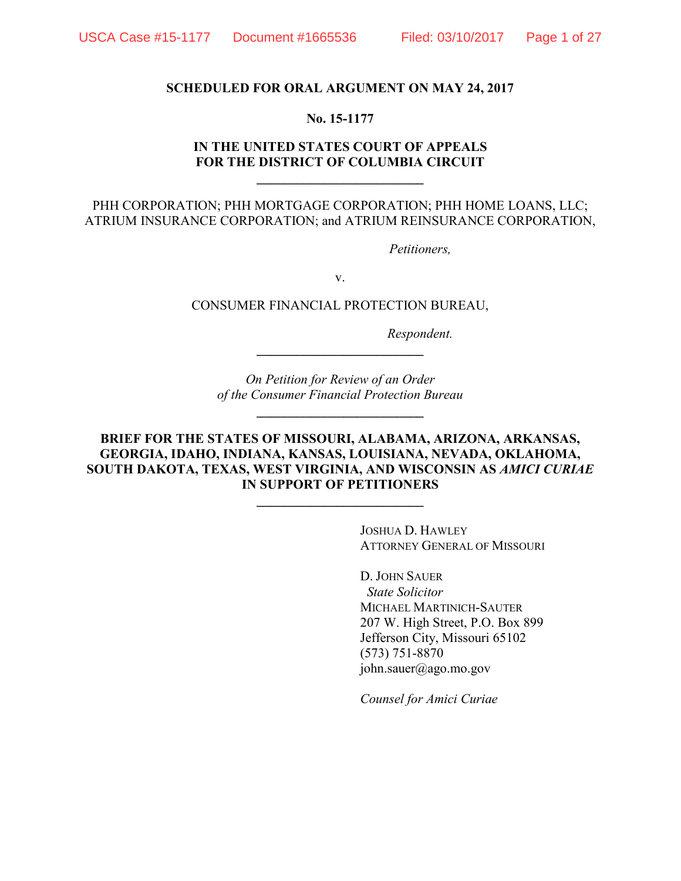**SCHEDULED FOR ORAL ARGUMENT ON MAY 24, 2017**

**No. 15-1177**

**IN THE UNITED STATES COURT OF APPEALS**
**FOR THE DISTRICT OF COLUMBIA CIRCUIT**

---

PHH CORPORATION; PHH MORTGAGE CORPORATION; PHH HOME LOANS, LLC; ATRIUM INSURANCE CORPORATION; and ATRIUM REINSURANCE CORPORATION,

*Petitioners,*

v.

CONSUMER FINANCIAL PROTECTION BUREAU,

*Respondent.*

---

*On Petition for Review of an Order*
*of the Consumer Financial Protection Bureau*

---

**BRIEF FOR THE STATES OF MISSOURI, ALABAMA, ARIZONA, ARKANSAS, GEORGIA, IDAHO, INDIANA, KANSAS, LOUISIANA, NEVADA, OKLAHOMA, SOUTH DAKOTA, TEXAS, WEST VIRGINIA, AND WISCONSIN AS *AMICI CURIAE* IN SUPPORT OF PETITIONERS**

---

JOSHUA D. HAWLEY
ATTORNEY GENERAL OF MISSOURI

D. JOHN SAUER
*State Solicitor*
MICHAEL MARTINICH-SAUTER
207 W. High Street, P.O. Box 899
Jefferson City, Missouri 65102
(573) 751-8870
john.sauer@ago.mo.gov

*Counsel for Amici Curiae*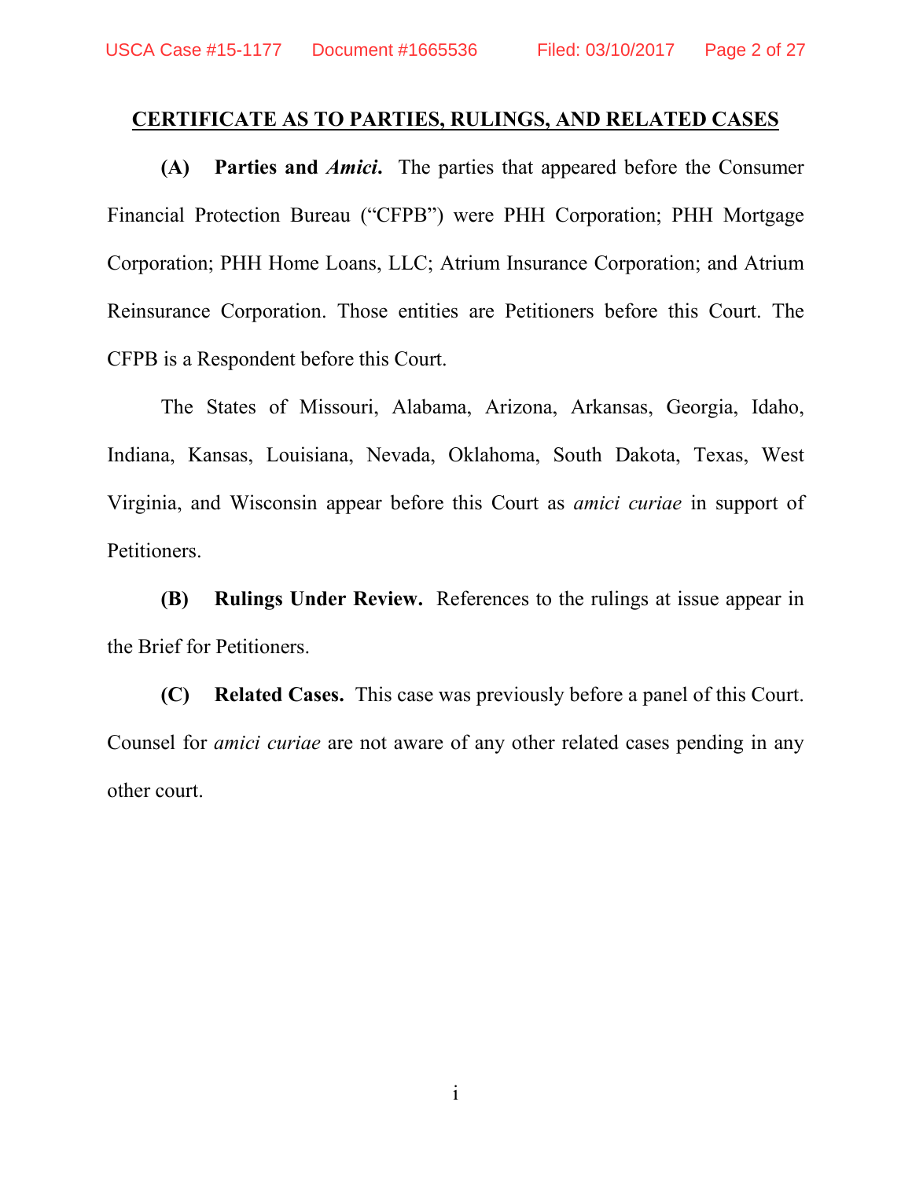## CERTIFICATE AS TO PARTIES, RULINGS, AND RELATED CASES

**(A) Parties and *Amici*.** The parties that appeared before the Consumer Financial Protection Bureau ("CFPB") were PHH Corporation; PHH Mortgage Corporation; PHH Home Loans, LLC; Atrium Insurance Corporation; and Atrium Reinsurance Corporation. Those entities are Petitioners before this Court. The CFPB is a Respondent before this Court.

The States of Missouri, Alabama, Arizona, Arkansas, Georgia, Idaho, Indiana, Kansas, Louisiana, Nevada, Oklahoma, South Dakota, Texas, West Virginia, and Wisconsin appear before this Court as *amici curiae* in support of Petitioners.

**(B) Rulings Under Review.** References to the rulings at issue appear in the Brief for Petitioners.

**(C) Related Cases.** This case was previously before a panel of this Court. Counsel for *amici curiae* are not aware of any other related cases pending in any other court.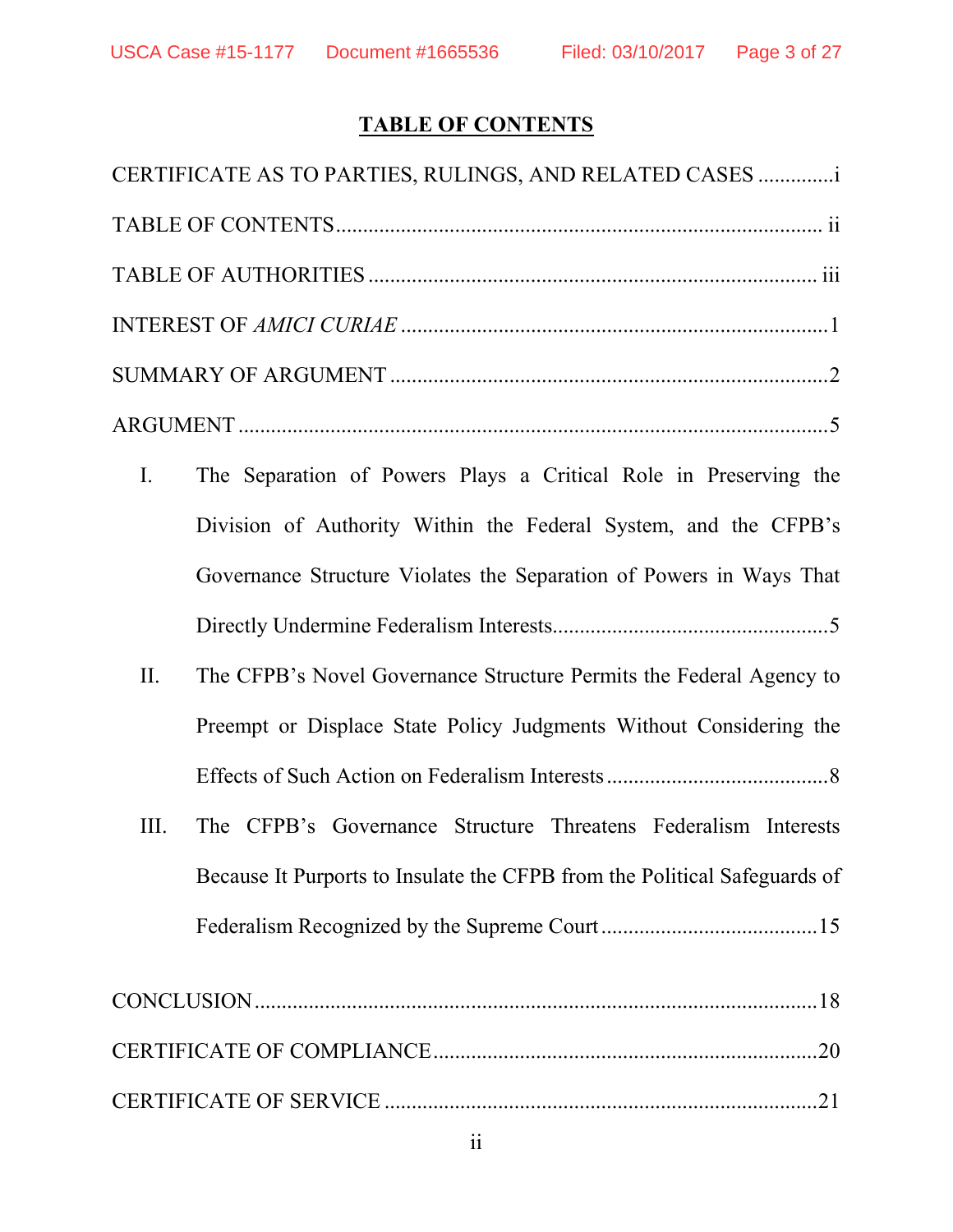## TABLE OF CONTENTS

CERTIFICATE AS TO PARTIES, RULINGS, AND RELATED CASES .............i

TABLE OF CONTENTS........................................................................................ ii

TABLE OF AUTHORITIES ................................................................................. iii

INTEREST OF *AMICI CURIAE* .............................................................................1

SUMMARY OF ARGUMENT ................................................................................2

ARGUMENT ..........................................................................................................5

I. The Separation of Powers Plays a Critical Role in Preserving the Division of Authority Within the Federal System, and the CFPB's Governance Structure Violates the Separation of Powers in Ways That Directly Undermine Federalism Interests..................................................5

II. The CFPB's Novel Governance Structure Permits the Federal Agency to Preempt or Displace State Policy Judgments Without Considering the Effects of Such Action on Federalism Interests ........................................8

III. The CFPB's Governance Structure Threatens Federalism Interests Because It Purports to Insulate the CFPB from the Political Safeguards of Federalism Recognized by the Supreme Court ........................................15

CONCLUSION ......................................................................................................18

CERTIFICATE OF COMPLIANCE......................................................................20

CERTIFICATE OF SERVICE ...............................................................................21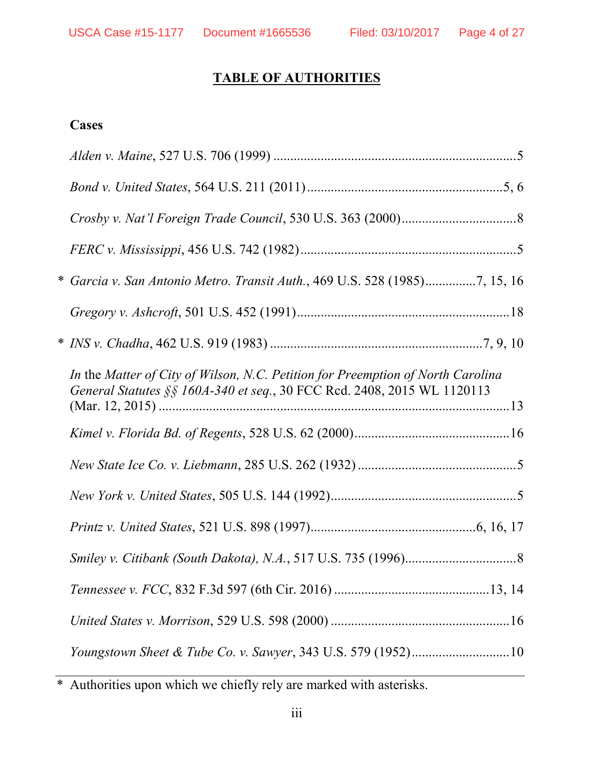# TABLE OF AUTHORITIES

**Cases**

*Alden v. Maine*, 527 U.S. 706 (1999) .......................................................................5

*Bond v. United States*, 564 U.S. 211 (2011)..........................................................5, 6

*Crosby v. Nat'l Foreign Trade Council*, 530 U.S. 363 (2000)..................................8

*FERC v. Mississippi*, 456 U.S. 742 (1982)................................................................5

\* *Garcia v. San Antonio Metro. Transit Auth.*, 469 U.S. 528 (1985)...............7, 15, 16

*Gregory v. Ashcroft*, 501 U.S. 452 (1991)...............................................................18

\* *INS v. Chadha*, 462 U.S. 919 (1983) .............................................................7, 9, 10

*In* the *Matter of City of Wilson, N.C. Petition for Preemption of North Carolina General Statutes §§ 160A-340 et seq.*, 30 FCC Rcd. 2408, 2015 WL 1120113 (Mar. 12, 2015) .........................................................................................................13

*Kimel v. Florida Bd. of Regents*, 528 U.S. 62 (2000)..............................................16

*New State Ice Co. v. Liebmann*, 285 U.S. 262 (1932) ...............................................5

*New York v. United States*, 505 U.S. 144 (1992).......................................................5

*Printz v. United States*, 521 U.S. 898 (1997)................................................6, 16, 17

*Smiley v. Citibank (South Dakota), N.A.*, 517 U.S. 735 (1996).................................8

*Tennessee v. FCC*, 832 F.3d 597 (6th Cir. 2016) .............................................13, 14

*United States v. Morrison*, 529 U.S. 598 (2000) .....................................................16

*Youngstown Sheet & Tube Co. v. Sawyer*, 343 U.S. 579 (1952).............................10

---

\* Authorities upon which we chiefly rely are marked with asterisks.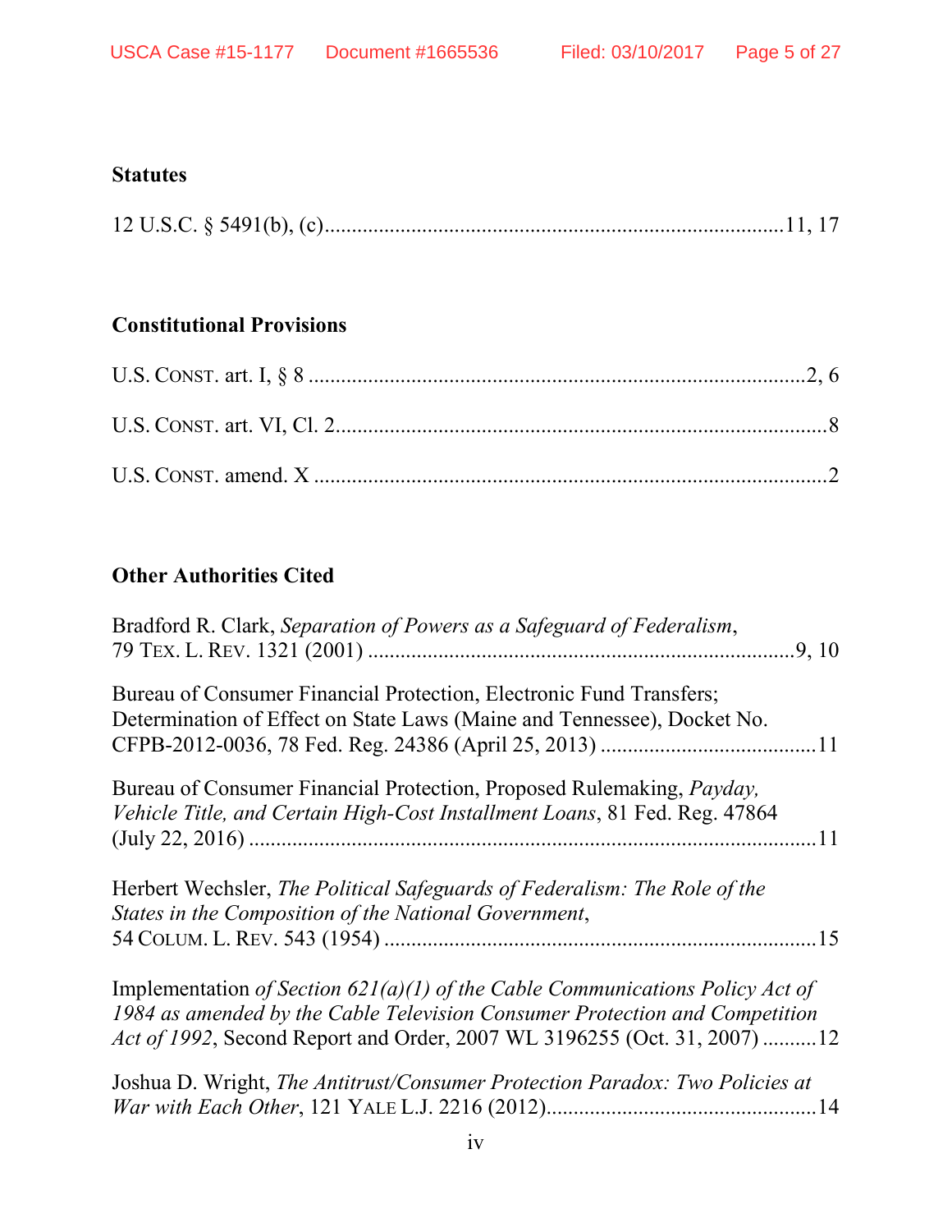**Statutes**

12 U.S.C. § 5491(b), (c)....................................................................................11, 17

**Constitutional Provisions**

U.S. CONST. art. I, § 8 ...........................................................................................2, 6

U.S. CONST. art. VI, Cl. 2.........................................................................................8

U.S. CONST. amend. X ..............................................................................................2

**Other Authorities Cited**

Bradford R. Clark, *Separation of Powers as a Safeguard of Federalism*, 79 TEX. L. REV. 1321 (2001) ...............................................................................9, 10

Bureau of Consumer Financial Protection, Electronic Fund Transfers; Determination of Effect on State Laws (Maine and Tennessee), Docket No. CFPB-2012-0036, 78 Fed. Reg. 24386 (April 25, 2013) .......................................11

Bureau of Consumer Financial Protection, Proposed Rulemaking, *Payday, Vehicle Title, and Certain High-Cost Installment Loans*, 81 Fed. Reg. 47864 (July 22, 2016) .........................................................................................................11

Herbert Wechsler, *The Political Safeguards of Federalism: The Role of the States in the Composition of the National Government*, 54 COLUM. L. REV. 543 (1954) ...............................................................................15

Implementation *of Section 621(a)(1) of the Cable Communications Policy Act of 1984 as amended by the Cable Television Consumer Protection and Competition Act of 1992*, Second Report and Order, 2007 WL 3196255 (Oct. 31, 2007) ..........12

Joshua D. Wright, *The Antitrust/Consumer Protection Paradox: Two Policies at War with Each Other*, 121 YALE L.J. 2216 (2012).................................................14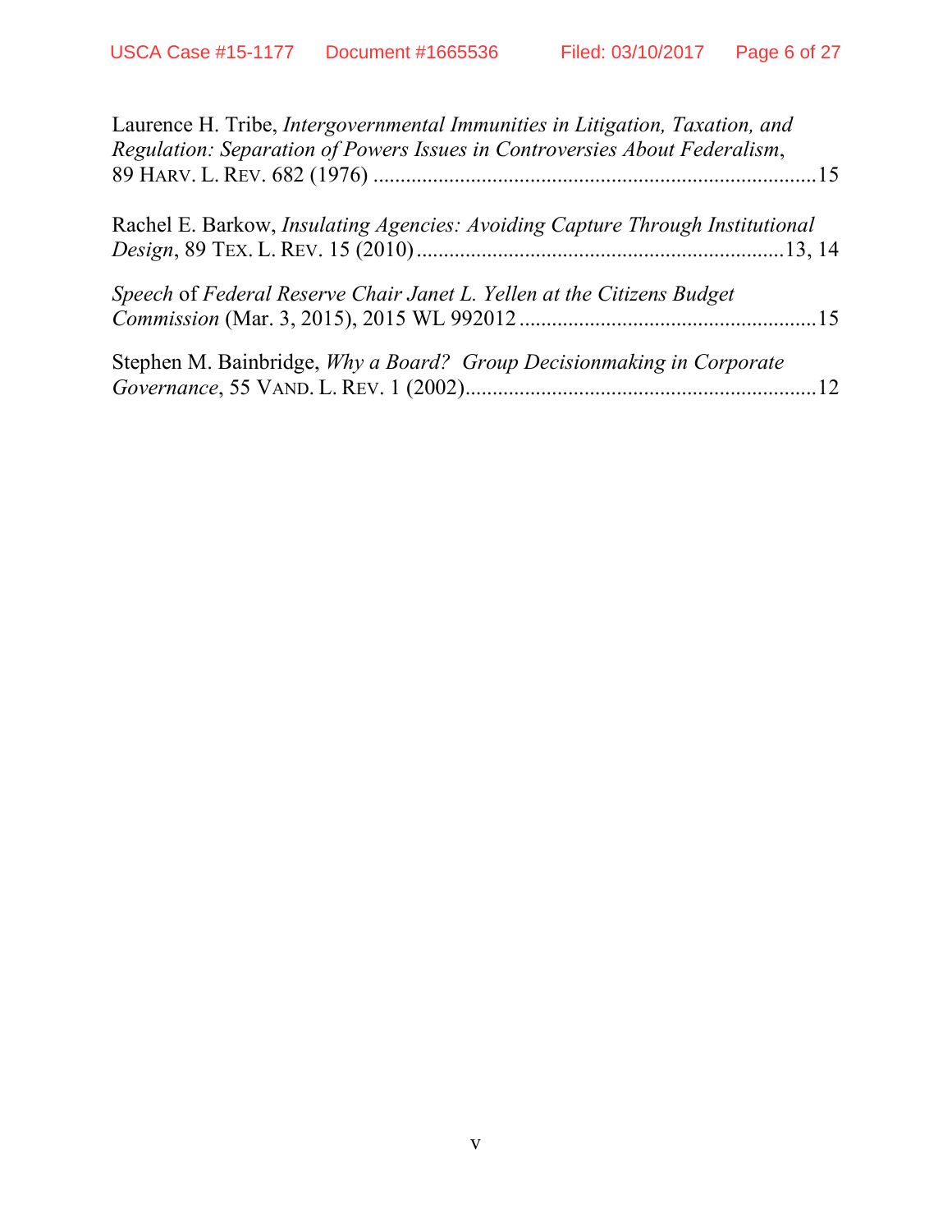Laurence H. Tribe, *Intergovernmental Immunities in Litigation, Taxation, and Regulation: Separation of Powers Issues in Controversies About Federalism*, 89 HARV. L. REV. 682 (1976) ..................................................................................15

Rachel E. Barkow, *Insulating Agencies: Avoiding Capture Through Institutional Design*, 89 TEX. L. REV. 15 (2010)....................................................................13, 14

*Speech* of *Federal Reserve Chair Janet L. Yellen at the Citizens Budget Commission* (Mar. 3, 2015), 2015 WL 992012 .......................................................15

Stephen M. Bainbridge, *Why a Board? Group Decisionmaking in Corporate Governance*, 55 VAND. L. REV. 1 (2002).................................................................12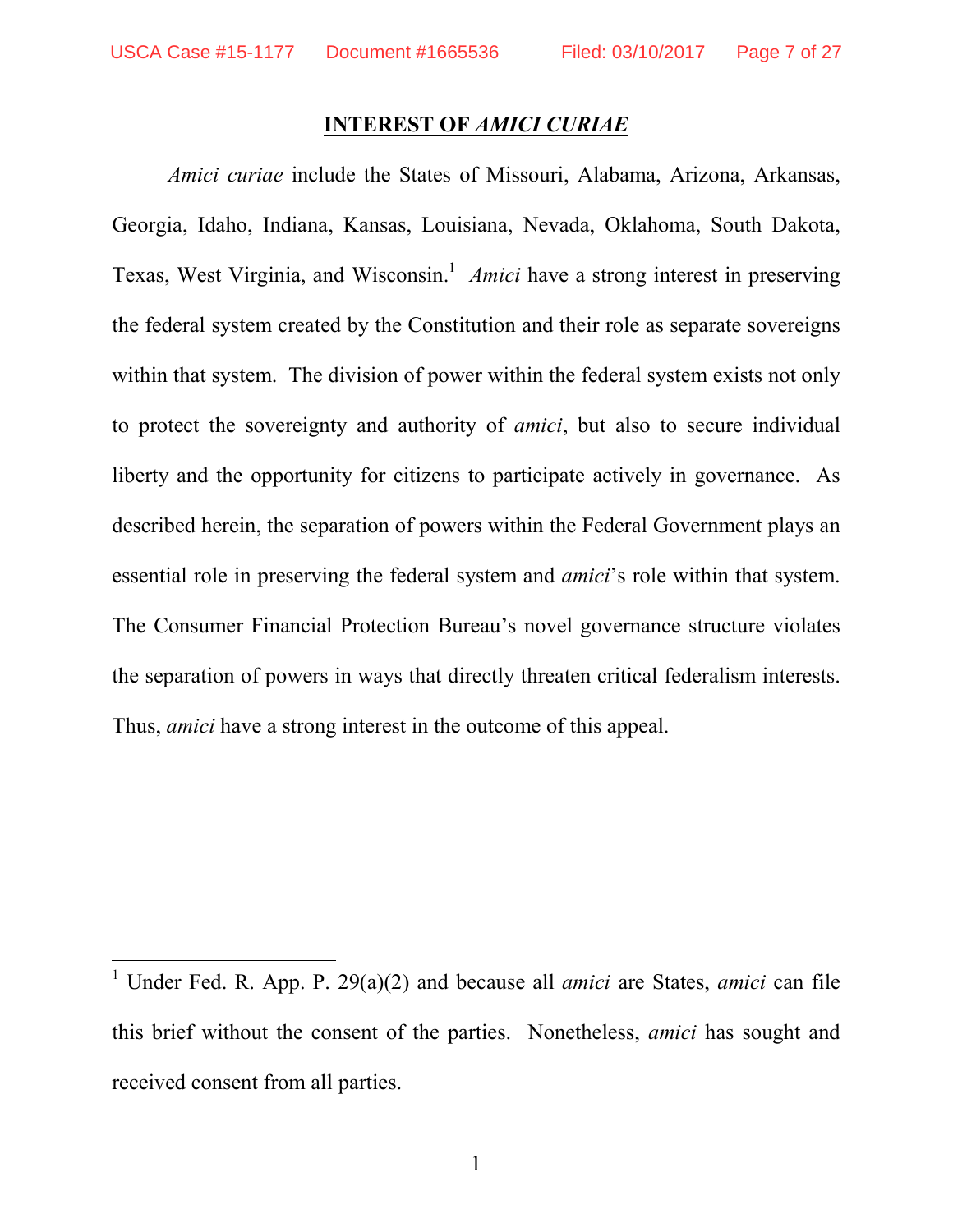## INTEREST OF *AMICI CURIAE*

*Amici curiae* include the States of Missouri, Alabama, Arizona, Arkansas, Georgia, Idaho, Indiana, Kansas, Louisiana, Nevada, Oklahoma, South Dakota, Texas, West Virginia, and Wisconsin.[1] *Amici* have a strong interest in preserving the federal system created by the Constitution and their role as separate sovereigns within that system. The division of power within the federal system exists not only to protect the sovereignty and authority of *amici*, but also to secure individual liberty and the opportunity for citizens to participate actively in governance. As described herein, the separation of powers within the Federal Government plays an essential role in preserving the federal system and *amici*'s role within that system. The Consumer Financial Protection Bureau's novel governance structure violates the separation of powers in ways that directly threaten critical federalism interests. Thus, *amici* have a strong interest in the outcome of this appeal.

---

[1] Under Fed. R. App. P. 29(a)(2) and because all *amici* are States, *amici* can file this brief without the consent of the parties. Nonetheless, *amici* has sought and received consent from all parties.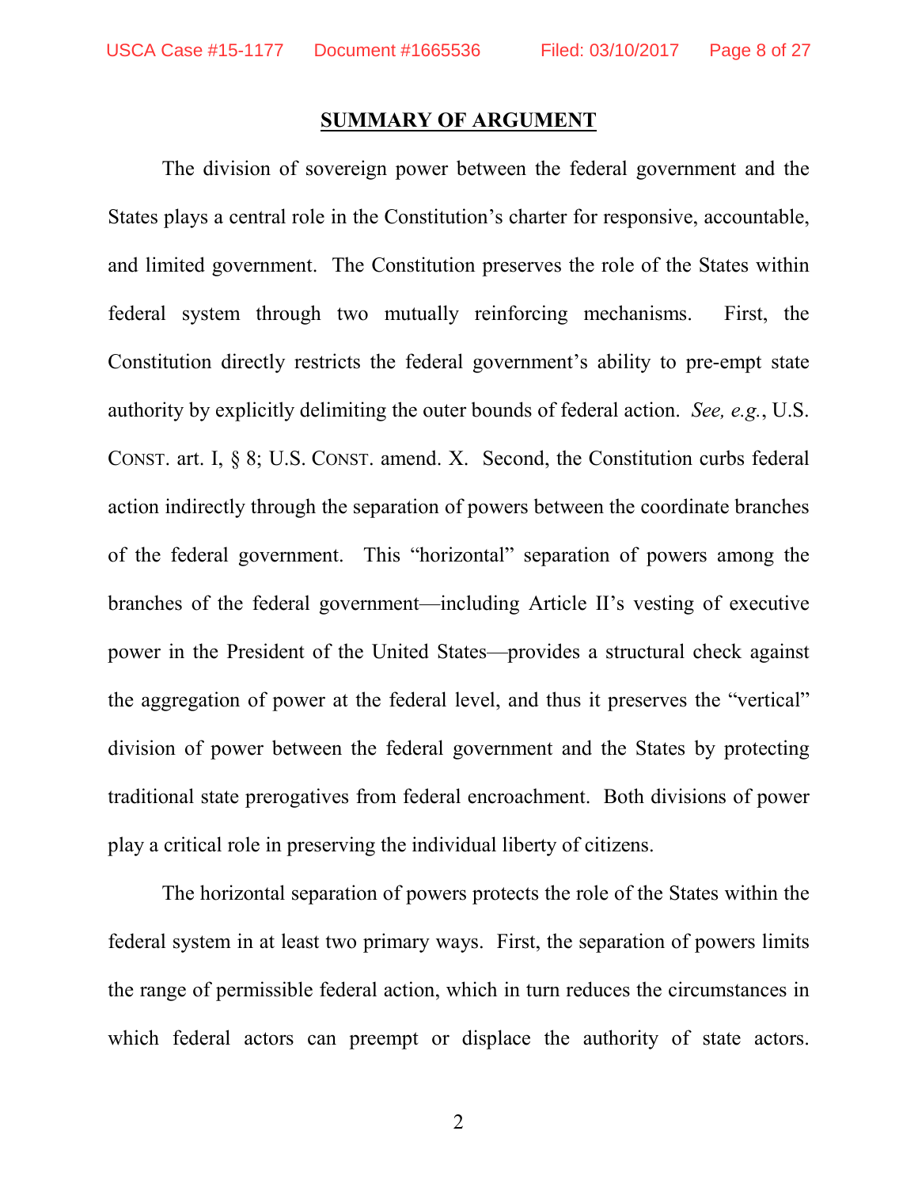## SUMMARY OF ARGUMENT

The division of sovereign power between the federal government and the States plays a central role in the Constitution's charter for responsive, accountable, and limited government. The Constitution preserves the role of the States within federal system through two mutually reinforcing mechanisms. First, the Constitution directly restricts the federal government's ability to pre-empt state authority by explicitly delimiting the outer bounds of federal action. *See, e.g.*, U.S. CONST. art. I, § 8; U.S. CONST. amend. X. Second, the Constitution curbs federal action indirectly through the separation of powers between the coordinate branches of the federal government. This "horizontal" separation of powers among the branches of the federal government—including Article II's vesting of executive power in the President of the United States—provides a structural check against the aggregation of power at the federal level, and thus it preserves the "vertical" division of power between the federal government and the States by protecting traditional state prerogatives from federal encroachment. Both divisions of power play a critical role in preserving the individual liberty of citizens.

The horizontal separation of powers protects the role of the States within the federal system in at least two primary ways. First, the separation of powers limits the range of permissible federal action, which in turn reduces the circumstances in which federal actors can preempt or displace the authority of state actors.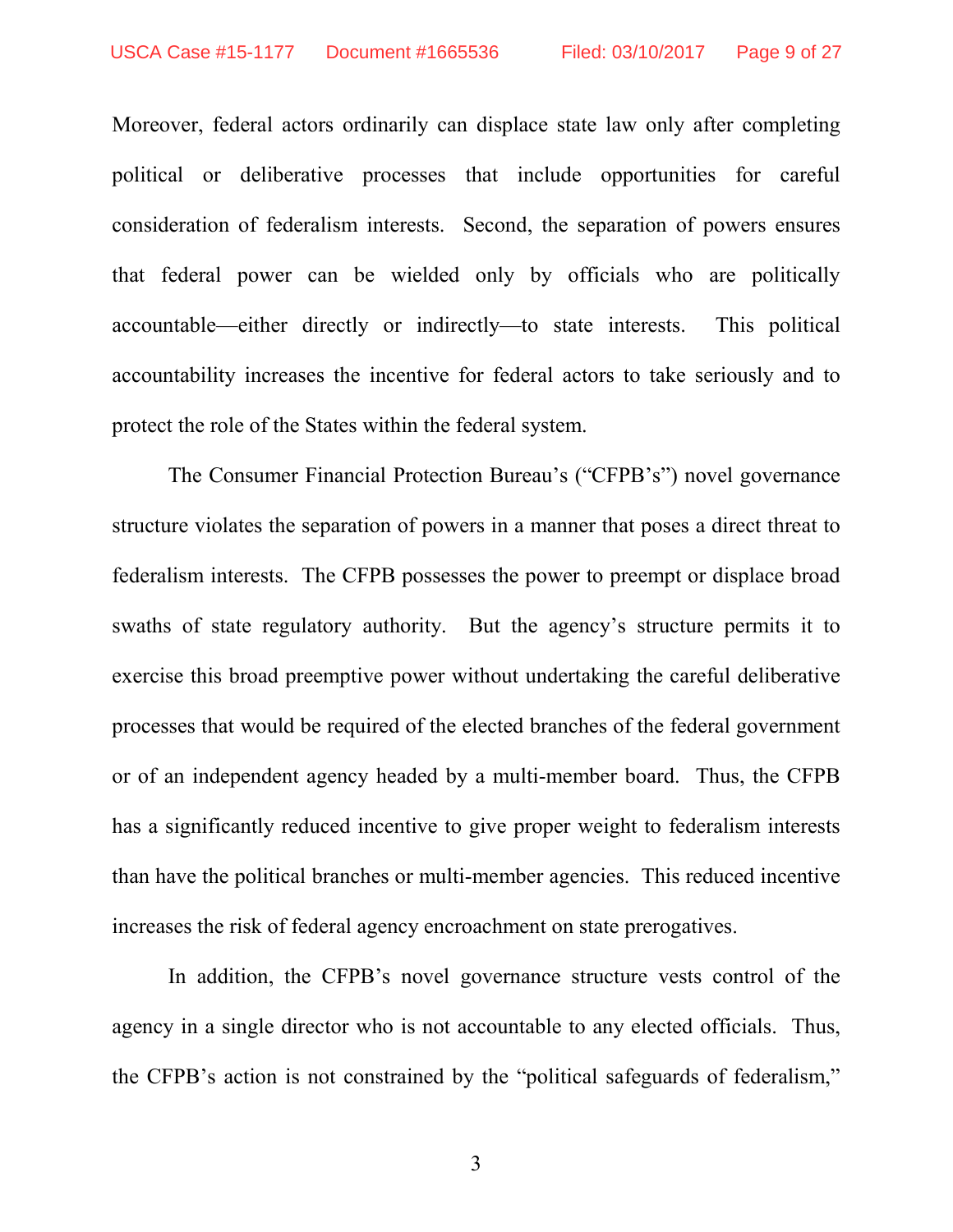Moreover, federal actors ordinarily can displace state law only after completing political or deliberative processes that include opportunities for careful consideration of federalism interests. Second, the separation of powers ensures that federal power can be wielded only by officials who are politically accountable—either directly or indirectly—to state interests. This political accountability increases the incentive for federal actors to take seriously and to protect the role of the States within the federal system.

The Consumer Financial Protection Bureau's ("CFPB's") novel governance structure violates the separation of powers in a manner that poses a direct threat to federalism interests. The CFPB possesses the power to preempt or displace broad swaths of state regulatory authority. But the agency's structure permits it to exercise this broad preemptive power without undertaking the careful deliberative processes that would be required of the elected branches of the federal government or of an independent agency headed by a multi-member board. Thus, the CFPB has a significantly reduced incentive to give proper weight to federalism interests than have the political branches or multi-member agencies. This reduced incentive increases the risk of federal agency encroachment on state prerogatives.

In addition, the CFPB's novel governance structure vests control of the agency in a single director who is not accountable to any elected officials. Thus, the CFPB's action is not constrained by the "political safeguards of federalism,"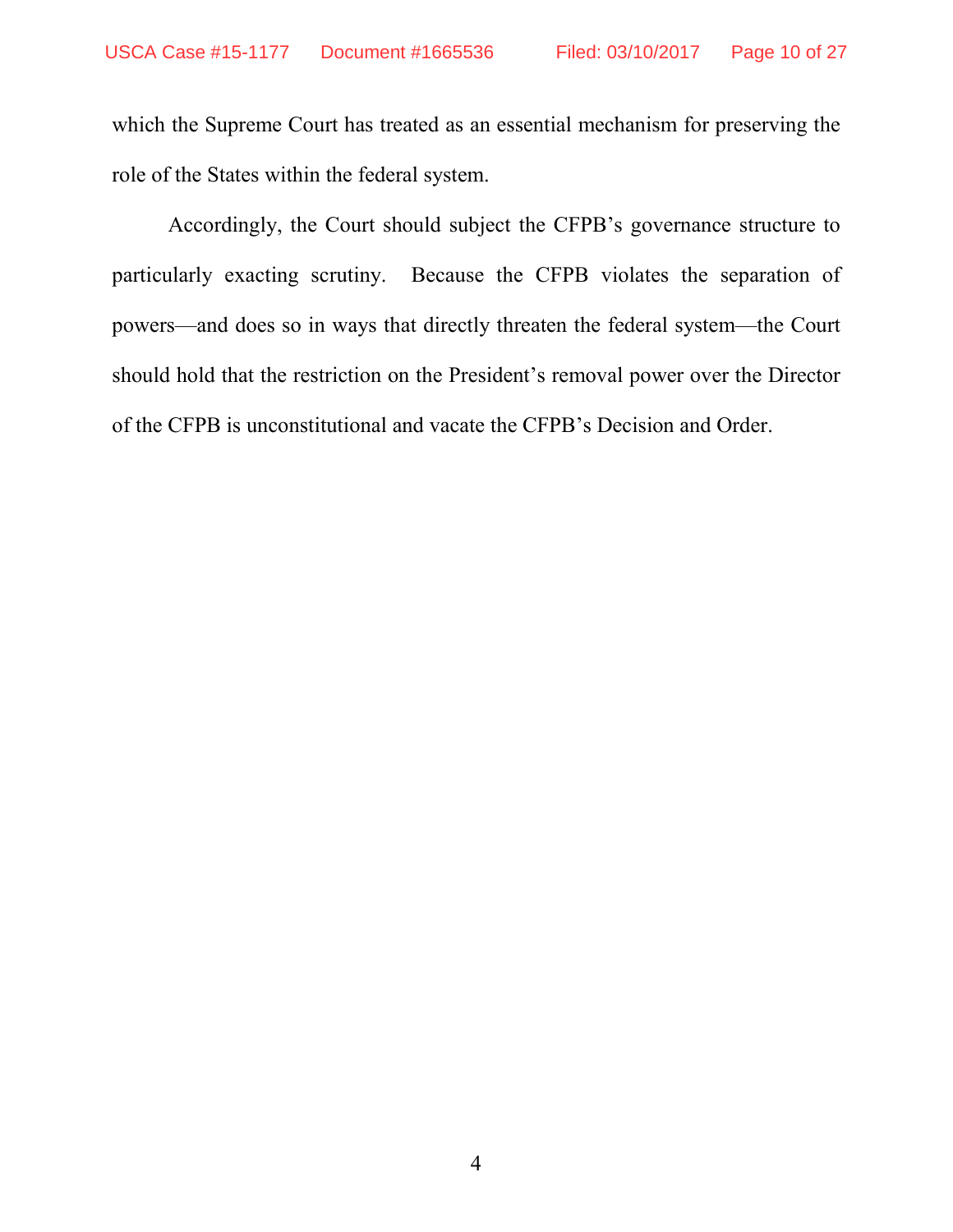which the Supreme Court has treated as an essential mechanism for preserving the role of the States within the federal system.

Accordingly, the Court should subject the CFPB's governance structure to particularly exacting scrutiny. Because the CFPB violates the separation of powers—and does so in ways that directly threaten the federal system—the Court should hold that the restriction on the President's removal power over the Director of the CFPB is unconstitutional and vacate the CFPB's Decision and Order.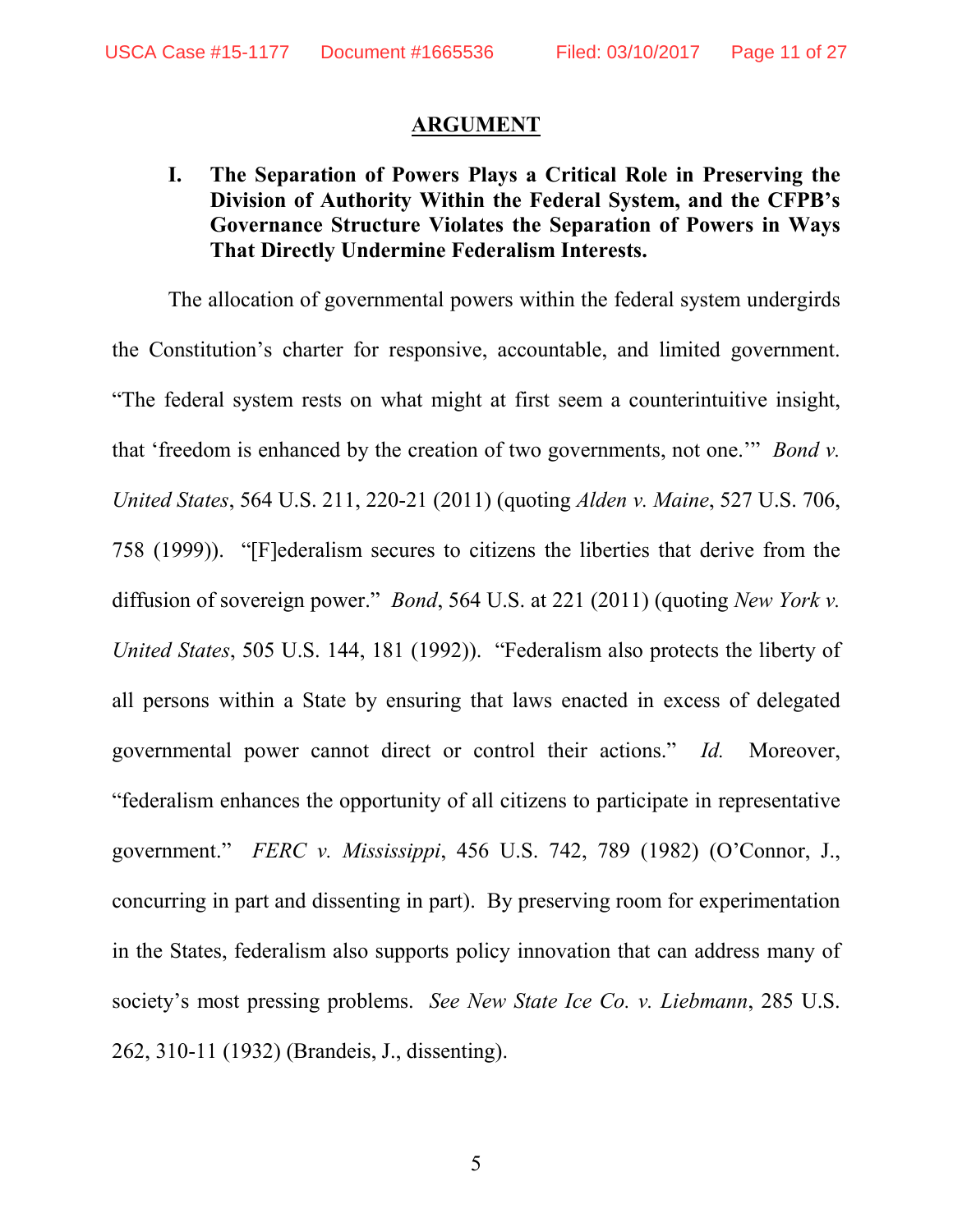## ARGUMENT

### I. The Separation of Powers Plays a Critical Role in Preserving the Division of Authority Within the Federal System, and the CFPB's Governance Structure Violates the Separation of Powers in Ways That Directly Undermine Federalism Interests.

The allocation of governmental powers within the federal system undergirds the Constitution's charter for responsive, accountable, and limited government. "The federal system rests on what might at first seem a counterintuitive insight, that 'freedom is enhanced by the creation of two governments, not one.'" *Bond v. United States*, 564 U.S. 211, 220-21 (2011) (quoting *Alden v. Maine*, 527 U.S. 706, 758 (1999)). "[F]ederalism secures to citizens the liberties that derive from the diffusion of sovereign power." *Bond*, 564 U.S. at 221 (2011) (quoting *New York v. United States*, 505 U.S. 144, 181 (1992)). "Federalism also protects the liberty of all persons within a State by ensuring that laws enacted in excess of delegated governmental power cannot direct or control their actions." *Id.* Moreover, "federalism enhances the opportunity of all citizens to participate in representative government." *FERC v. Mississippi*, 456 U.S. 742, 789 (1982) (O'Connor, J., concurring in part and dissenting in part). By preserving room for experimentation in the States, federalism also supports policy innovation that can address many of society's most pressing problems. *See New State Ice Co. v. Liebmann*, 285 U.S. 262, 310-11 (1932) (Brandeis, J., dissenting).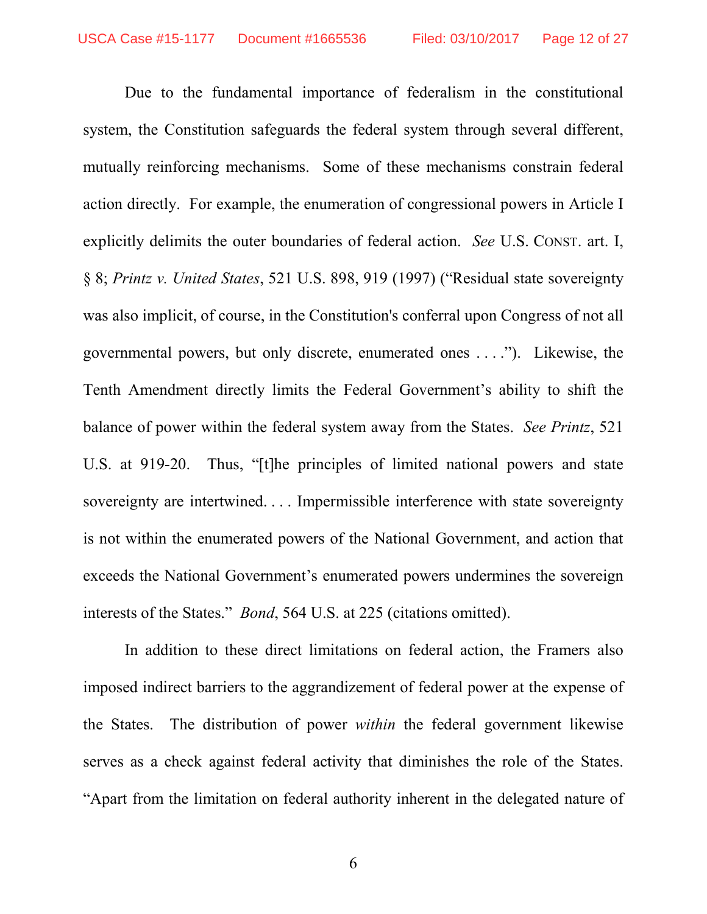Due to the fundamental importance of federalism in the constitutional system, the Constitution safeguards the federal system through several different, mutually reinforcing mechanisms. Some of these mechanisms constrain federal action directly. For example, the enumeration of congressional powers in Article I explicitly delimits the outer boundaries of federal action. *See* U.S. CONST. art. I, § 8; *Printz v. United States*, 521 U.S. 898, 919 (1997) ("Residual state sovereignty was also implicit, of course, in the Constitution's conferral upon Congress of not all governmental powers, but only discrete, enumerated ones . . . ."). Likewise, the Tenth Amendment directly limits the Federal Government's ability to shift the balance of power within the federal system away from the States. *See Printz*, 521 U.S. at 919-20. Thus, "[t]he principles of limited national powers and state sovereignty are intertwined. . . . Impermissible interference with state sovereignty is not within the enumerated powers of the National Government, and action that exceeds the National Government's enumerated powers undermines the sovereign interests of the States." *Bond*, 564 U.S. at 225 (citations omitted).

In addition to these direct limitations on federal action, the Framers also imposed indirect barriers to the aggrandizement of federal power at the expense of the States. The distribution of power *within* the federal government likewise serves as a check against federal activity that diminishes the role of the States. "Apart from the limitation on federal authority inherent in the delegated nature of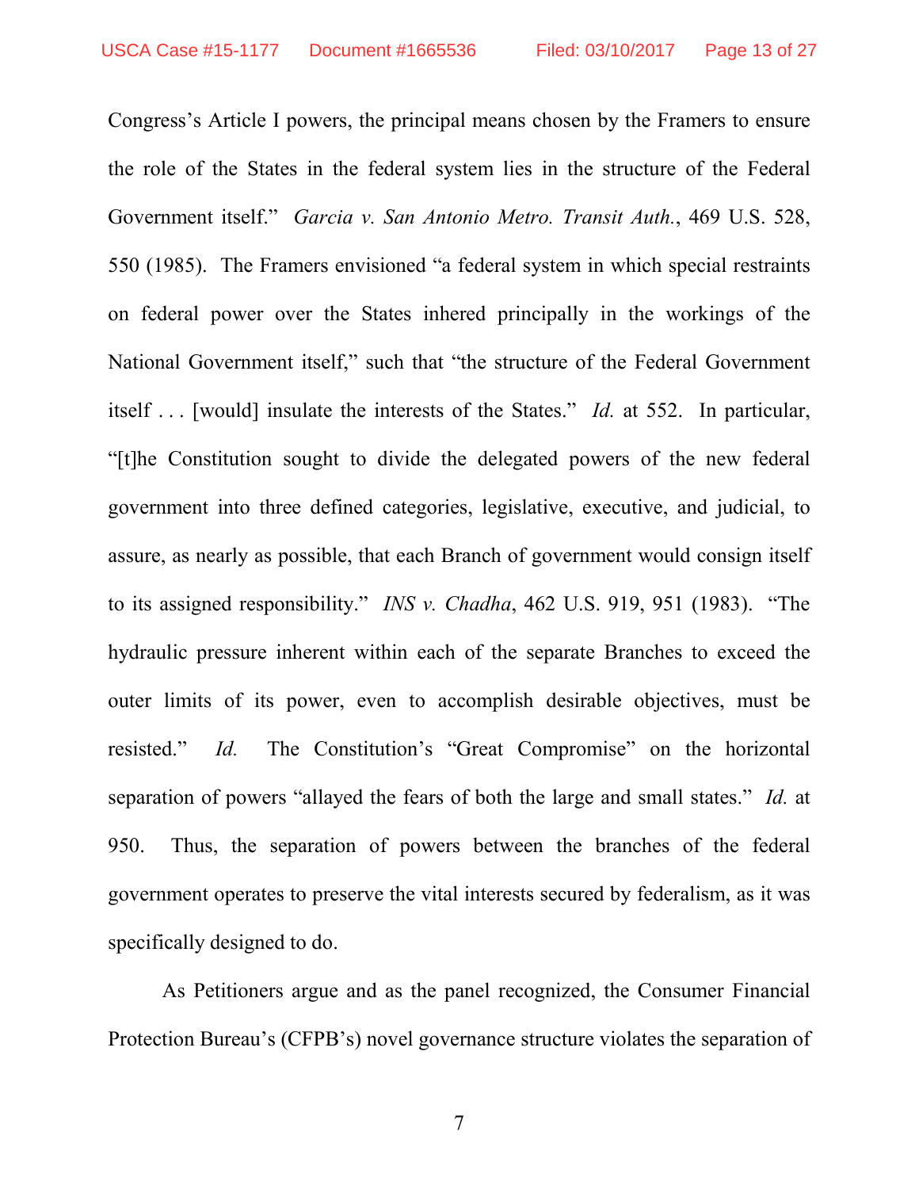Congress's Article I powers, the principal means chosen by the Framers to ensure the role of the States in the federal system lies in the structure of the Federal Government itself." *Garcia v. San Antonio Metro. Transit Auth.*, 469 U.S. 528, 550 (1985). The Framers envisioned "a federal system in which special restraints on federal power over the States inhered principally in the workings of the National Government itself," such that "the structure of the Federal Government itself . . . [would] insulate the interests of the States." *Id.* at 552. In particular, "[t]he Constitution sought to divide the delegated powers of the new federal government into three defined categories, legislative, executive, and judicial, to assure, as nearly as possible, that each Branch of government would consign itself to its assigned responsibility." *INS v. Chadha*, 462 U.S. 919, 951 (1983). "The hydraulic pressure inherent within each of the separate Branches to exceed the outer limits of its power, even to accomplish desirable objectives, must be resisted." *Id.* The Constitution's "Great Compromise" on the horizontal separation of powers "allayed the fears of both the large and small states." *Id.* at 950. Thus, the separation of powers between the branches of the federal government operates to preserve the vital interests secured by federalism, as it was specifically designed to do.

As Petitioners argue and as the panel recognized, the Consumer Financial Protection Bureau's (CFPB's) novel governance structure violates the separation of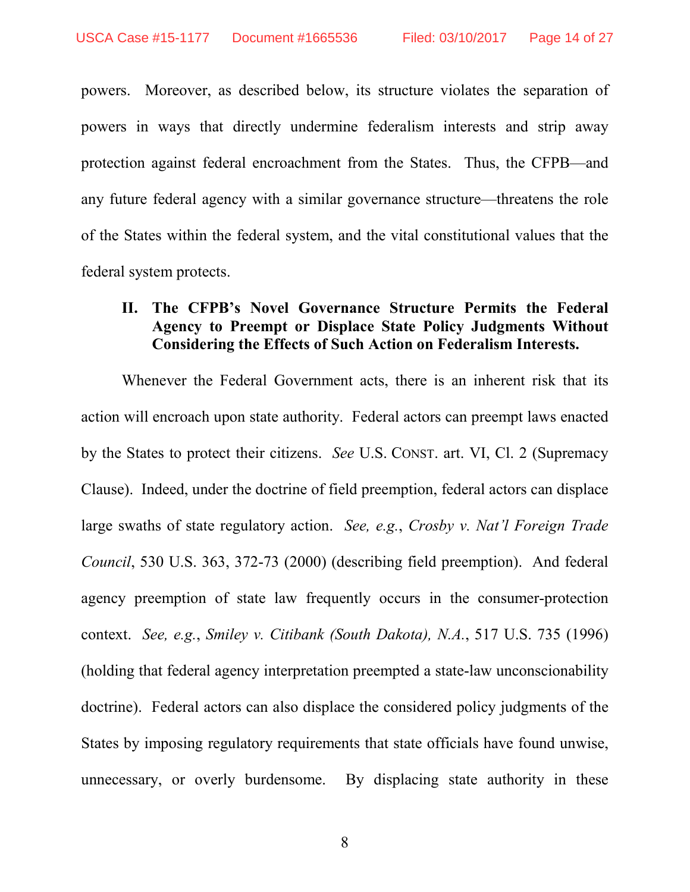powers. Moreover, as described below, its structure violates the separation of powers in ways that directly undermine federalism interests and strip away protection against federal encroachment from the States. Thus, the CFPB—and any future federal agency with a similar governance structure—threatens the role of the States within the federal system, and the vital constitutional values that the federal system protects.

## II. The CFPB's Novel Governance Structure Permits the Federal Agency to Preempt or Displace State Policy Judgments Without Considering the Effects of Such Action on Federalism Interests.

Whenever the Federal Government acts, there is an inherent risk that its action will encroach upon state authority. Federal actors can preempt laws enacted by the States to protect their citizens. *See* U.S. CONST. art. VI, Cl. 2 (Supremacy Clause). Indeed, under the doctrine of field preemption, federal actors can displace large swaths of state regulatory action. *See, e.g.*, *Crosby v. Nat'l Foreign Trade Council*, 530 U.S. 363, 372-73 (2000) (describing field preemption). And federal agency preemption of state law frequently occurs in the consumer-protection context. *See, e.g.*, *Smiley v. Citibank (South Dakota), N.A.*, 517 U.S. 735 (1996) (holding that federal agency interpretation preempted a state-law unconscionability doctrine). Federal actors can also displace the considered policy judgments of the States by imposing regulatory requirements that state officials have found unwise, unnecessary, or overly burdensome. By displacing state authority in these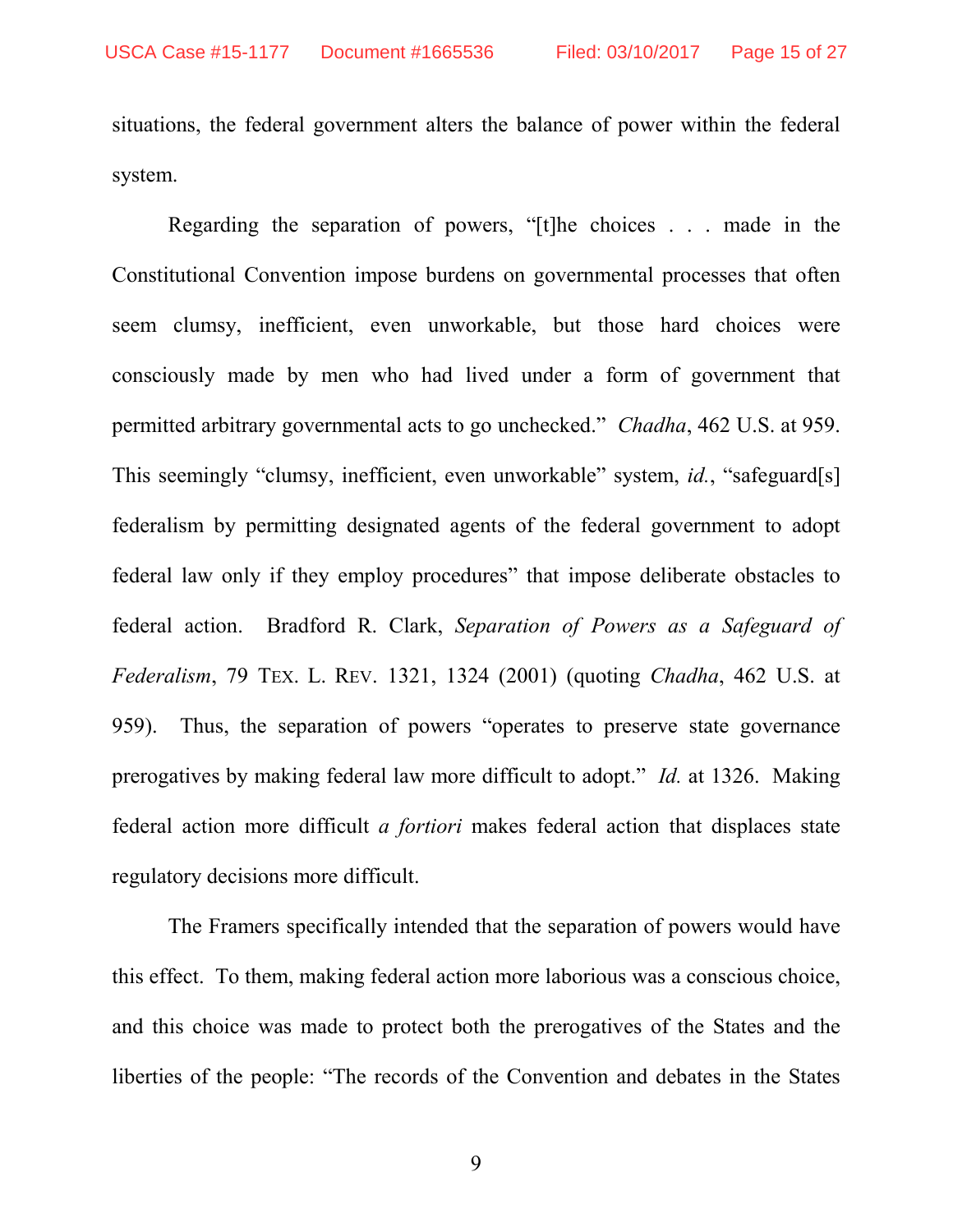situations, the federal government alters the balance of power within the federal system.

Regarding the separation of powers, "[t]he choices . . . made in the Constitutional Convention impose burdens on governmental processes that often seem clumsy, inefficient, even unworkable, but those hard choices were consciously made by men who had lived under a form of government that permitted arbitrary governmental acts to go unchecked." *Chadha*, 462 U.S. at 959. This seemingly "clumsy, inefficient, even unworkable" system, *id.*, "safeguard[s] federalism by permitting designated agents of the federal government to adopt federal law only if they employ procedures" that impose deliberate obstacles to federal action. Bradford R. Clark, *Separation of Powers as a Safeguard of Federalism*, 79 TEX. L. REV. 1321, 1324 (2001) (quoting *Chadha*, 462 U.S. at 959). Thus, the separation of powers "operates to preserve state governance prerogatives by making federal law more difficult to adopt." *Id.* at 1326. Making federal action more difficult *a fortiori* makes federal action that displaces state regulatory decisions more difficult.

The Framers specifically intended that the separation of powers would have this effect. To them, making federal action more laborious was a conscious choice, and this choice was made to protect both the prerogatives of the States and the liberties of the people: "The records of the Convention and debates in the States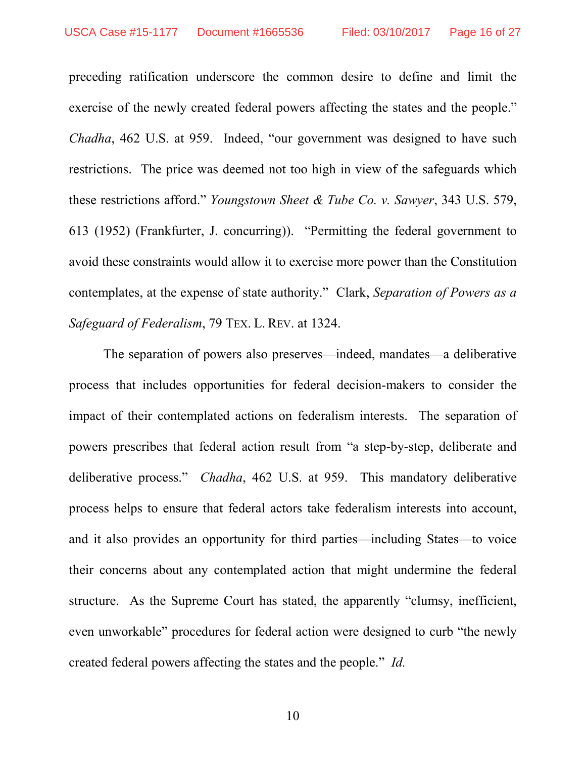preceding ratification underscore the common desire to define and limit the exercise of the newly created federal powers affecting the states and the people." *Chadha*, 462 U.S. at 959. Indeed, "our government was designed to have such restrictions. The price was deemed not too high in view of the safeguards which these restrictions afford." *Youngstown Sheet & Tube Co. v. Sawyer*, 343 U.S. 579, 613 (1952) (Frankfurter, J. concurring)). "Permitting the federal government to avoid these constraints would allow it to exercise more power than the Constitution contemplates, at the expense of state authority." Clark, *Separation of Powers as a Safeguard of Federalism*, 79 TEX. L. REV. at 1324.

The separation of powers also preserves—indeed, mandates—a deliberative process that includes opportunities for federal decision-makers to consider the impact of their contemplated actions on federalism interests. The separation of powers prescribes that federal action result from "a step-by-step, deliberate and deliberative process." *Chadha*, 462 U.S. at 959. This mandatory deliberative process helps to ensure that federal actors take federalism interests into account, and it also provides an opportunity for third parties—including States—to voice their concerns about any contemplated action that might undermine the federal structure. As the Supreme Court has stated, the apparently "clumsy, inefficient, even unworkable" procedures for federal action were designed to curb "the newly created federal powers affecting the states and the people." *Id.*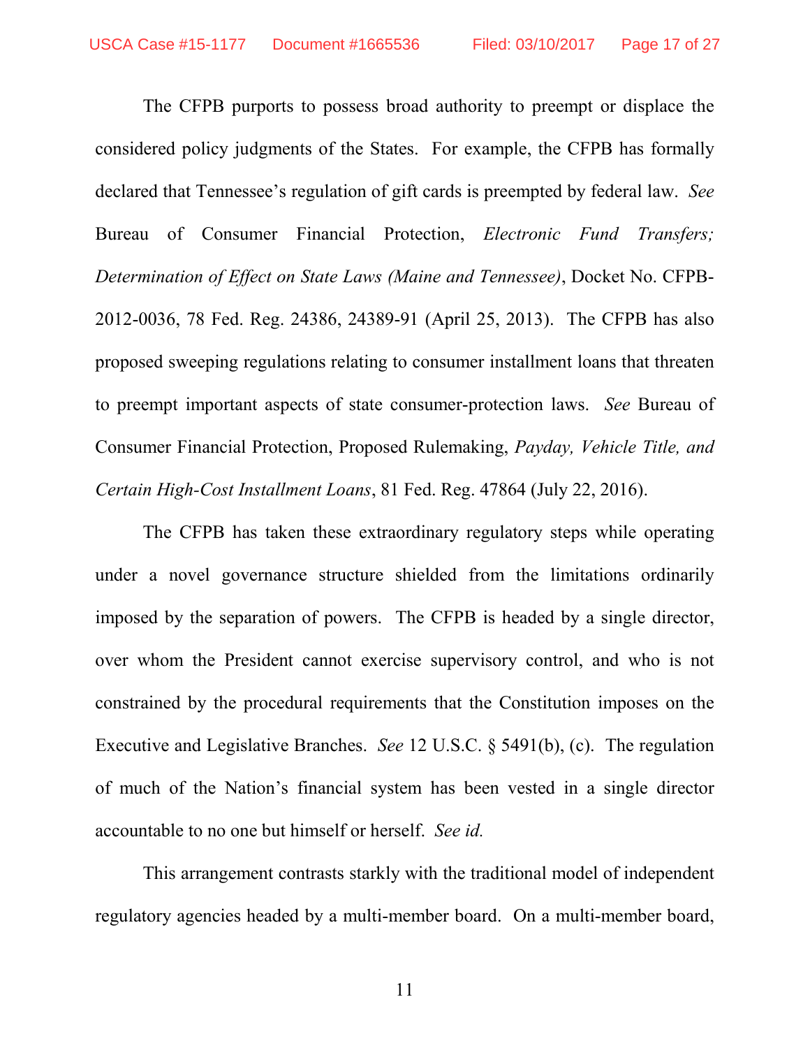The CFPB purports to possess broad authority to preempt or displace the considered policy judgments of the States. For example, the CFPB has formally declared that Tennessee's regulation of gift cards is preempted by federal law. *See* Bureau of Consumer Financial Protection, *Electronic Fund Transfers; Determination of Effect on State Laws (Maine and Tennessee)*, Docket No. CFPB-2012-0036, 78 Fed. Reg. 24386, 24389-91 (April 25, 2013). The CFPB has also proposed sweeping regulations relating to consumer installment loans that threaten to preempt important aspects of state consumer-protection laws. *See* Bureau of Consumer Financial Protection, Proposed Rulemaking, *Payday, Vehicle Title, and Certain High-Cost Installment Loans*, 81 Fed. Reg. 47864 (July 22, 2016).

The CFPB has taken these extraordinary regulatory steps while operating under a novel governance structure shielded from the limitations ordinarily imposed by the separation of powers. The CFPB is headed by a single director, over whom the President cannot exercise supervisory control, and who is not constrained by the procedural requirements that the Constitution imposes on the Executive and Legislative Branches. *See* 12 U.S.C. § 5491(b), (c). The regulation of much of the Nation's financial system has been vested in a single director accountable to no one but himself or herself. *See id.*

This arrangement contrasts starkly with the traditional model of independent regulatory agencies headed by a multi-member board. On a multi-member board,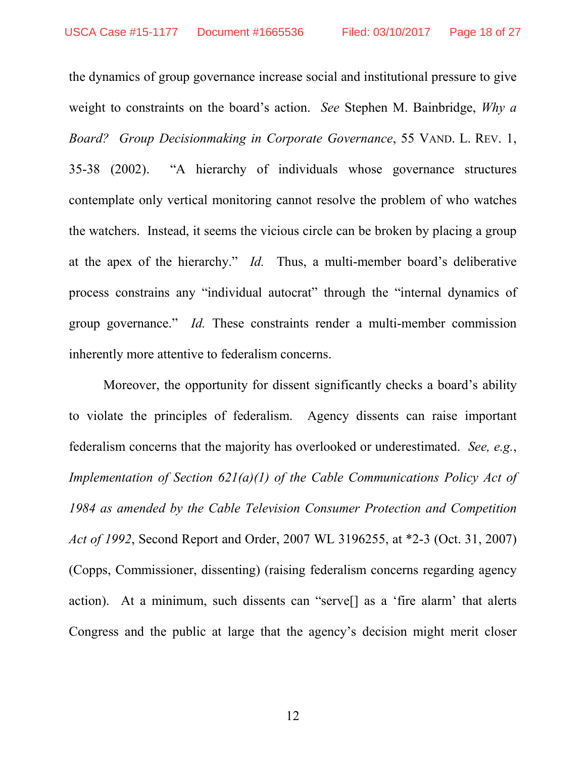the dynamics of group governance increase social and institutional pressure to give weight to constraints on the board's action. *See* Stephen M. Bainbridge, *Why a Board? Group Decisionmaking in Corporate Governance*, 55 VAND. L. REV. 1, 35-38 (2002). "A hierarchy of individuals whose governance structures contemplate only vertical monitoring cannot resolve the problem of who watches the watchers. Instead, it seems the vicious circle can be broken by placing a group at the apex of the hierarchy." *Id.* Thus, a multi-member board's deliberative process constrains any "individual autocrat" through the "internal dynamics of group governance." *Id.* These constraints render a multi-member commission inherently more attentive to federalism concerns.

Moreover, the opportunity for dissent significantly checks a board's ability to violate the principles of federalism. Agency dissents can raise important federalism concerns that the majority has overlooked or underestimated. *See, e.g.*, *Implementation of Section 621(a)(1) of the Cable Communications Policy Act of 1984 as amended by the Cable Television Consumer Protection and Competition Act of 1992*, Second Report and Order, 2007 WL 3196255, at *2-3 (Oct. 31, 2007) (Copps, Commissioner, dissenting) (raising federalism concerns regarding agency action). At a minimum, such dissents can "serve[] as a 'fire alarm' that alerts Congress and the public at large that the agency's decision might merit closer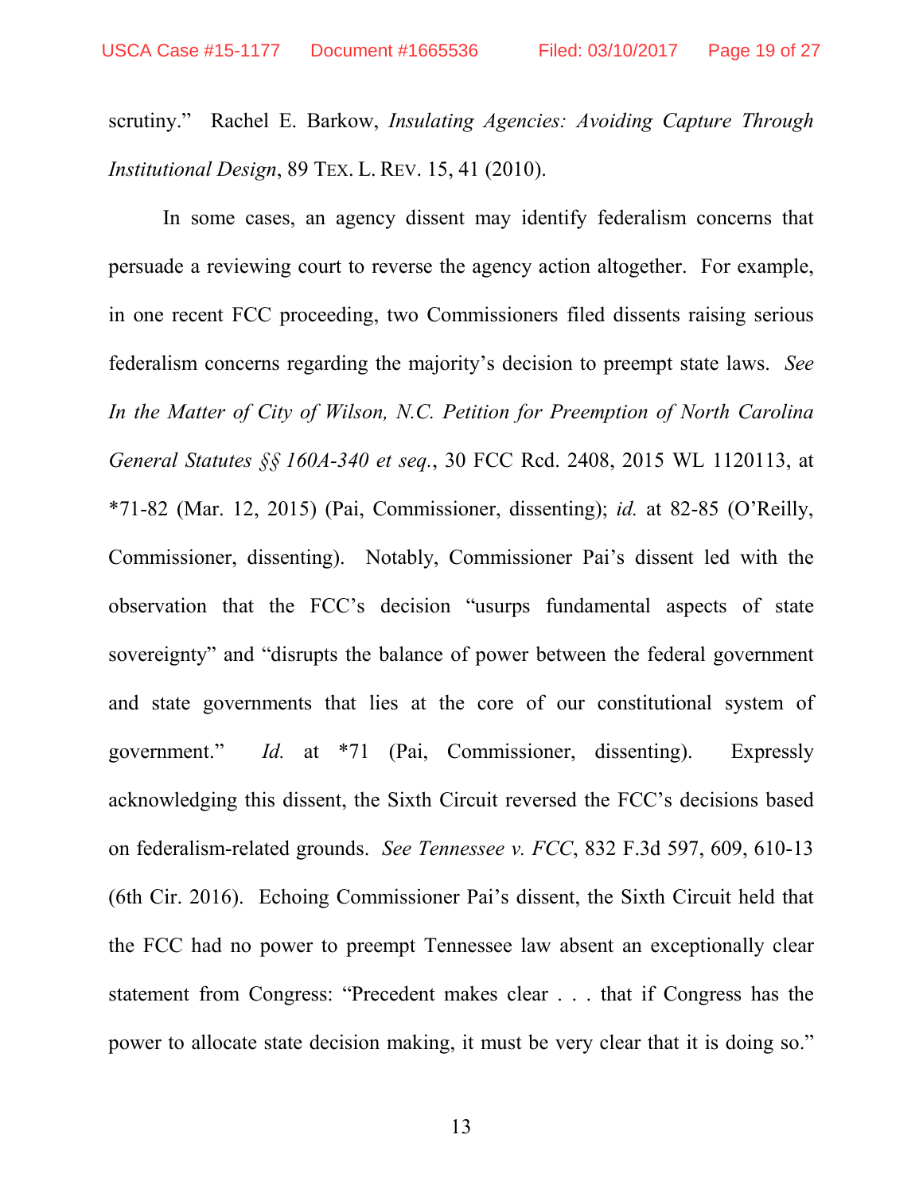scrutiny." Rachel E. Barkow, *Insulating Agencies: Avoiding Capture Through Institutional Design*, 89 TEX. L. REV. 15, 41 (2010).

In some cases, an agency dissent may identify federalism concerns that persuade a reviewing court to reverse the agency action altogether. For example, in one recent FCC proceeding, two Commissioners filed dissents raising serious federalism concerns regarding the majority's decision to preempt state laws. *See In the Matter of City of Wilson, N.C. Petition for Preemption of North Carolina General Statutes §§ 160A-340 et seq.*, 30 FCC Rcd. 2408, 2015 WL 1120113, at *71-82 (Mar. 12, 2015) (Pai, Commissioner, dissenting); *id.* at 82-85 (O'Reilly, Commissioner, dissenting). Notably, Commissioner Pai's dissent led with the observation that the FCC's decision "usurps fundamental aspects of state sovereignty" and "disrupts the balance of power between the federal government and state governments that lies at the core of our constitutional system of government." *Id.* at *71 (Pai, Commissioner, dissenting). Expressly acknowledging this dissent, the Sixth Circuit reversed the FCC's decisions based on federalism-related grounds. *See Tennessee v. FCC*, 832 F.3d 597, 609, 610-13 (6th Cir. 2016). Echoing Commissioner Pai's dissent, the Sixth Circuit held that the FCC had no power to preempt Tennessee law absent an exceptionally clear statement from Congress: "Precedent makes clear . . . that if Congress has the power to allocate state decision making, it must be very clear that it is doing so."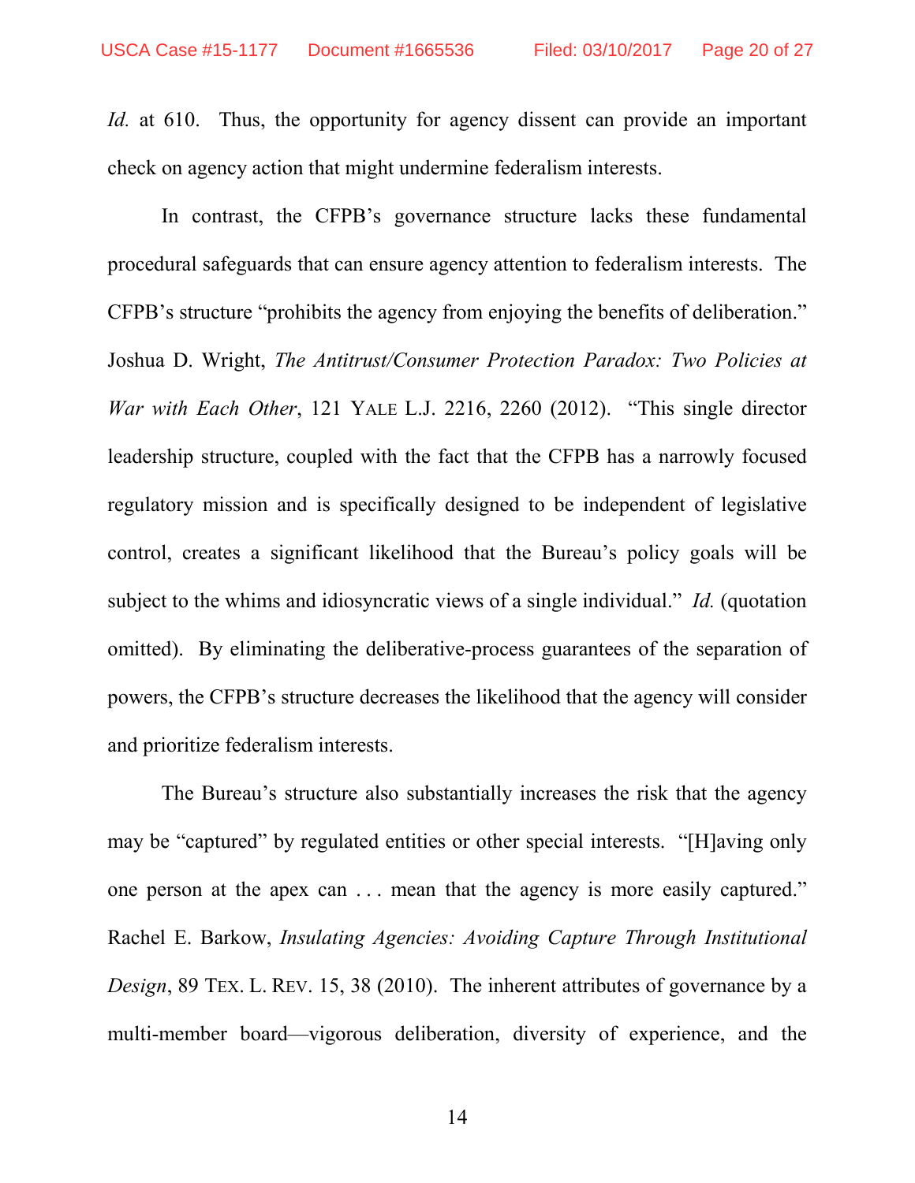*Id.* at 610. Thus, the opportunity for agency dissent can provide an important check on agency action that might undermine federalism interests.

In contrast, the CFPB's governance structure lacks these fundamental procedural safeguards that can ensure agency attention to federalism interests. The CFPB's structure "prohibits the agency from enjoying the benefits of deliberation." Joshua D. Wright, *The Antitrust/Consumer Protection Paradox: Two Policies at War with Each Other*, 121 YALE L.J. 2216, 2260 (2012). "This single director leadership structure, coupled with the fact that the CFPB has a narrowly focused regulatory mission and is specifically designed to be independent of legislative control, creates a significant likelihood that the Bureau's policy goals will be subject to the whims and idiosyncratic views of a single individual." *Id.* (quotation omitted). By eliminating the deliberative-process guarantees of the separation of powers, the CFPB's structure decreases the likelihood that the agency will consider and prioritize federalism interests.

The Bureau's structure also substantially increases the risk that the agency may be "captured" by regulated entities or other special interests. "[H]aving only one person at the apex can . . . mean that the agency is more easily captured." Rachel E. Barkow, *Insulating Agencies: Avoiding Capture Through Institutional Design*, 89 TEX. L. REV. 15, 38 (2010). The inherent attributes of governance by a multi-member board—vigorous deliberation, diversity of experience, and the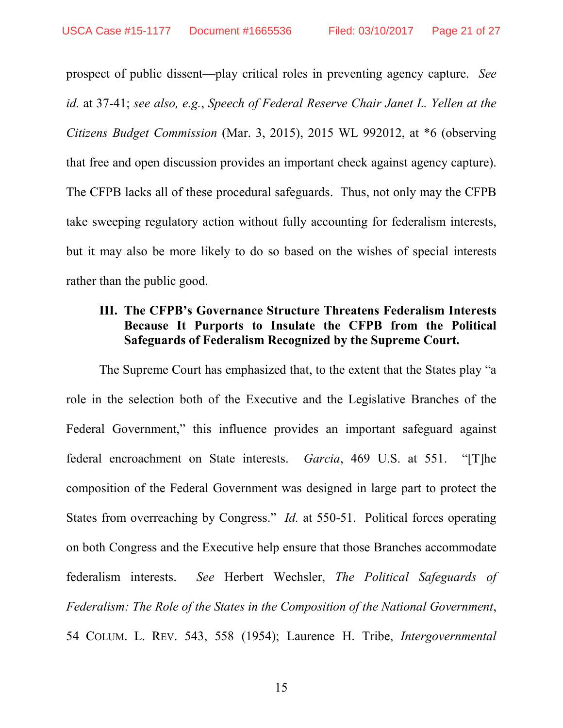prospect of public dissent—play critical roles in preventing agency capture. *See id.* at 37-41; *see also, e.g.*, *Speech of Federal Reserve Chair Janet L. Yellen at the Citizens Budget Commission* (Mar. 3, 2015), 2015 WL 992012, at *6 (observing that free and open discussion provides an important check against agency capture). The CFPB lacks all of these procedural safeguards. Thus, not only may the CFPB take sweeping regulatory action without fully accounting for federalism interests, but it may also be more likely to do so based on the wishes of special interests rather than the public good.

### III. The CFPB's Governance Structure Threatens Federalism Interests Because It Purports to Insulate the CFPB from the Political Safeguards of Federalism Recognized by the Supreme Court.

The Supreme Court has emphasized that, to the extent that the States play "a role in the selection both of the Executive and the Legislative Branches of the Federal Government," this influence provides an important safeguard against federal encroachment on State interests. *Garcia*, 469 U.S. at 551. "[T]he composition of the Federal Government was designed in large part to protect the States from overreaching by Congress." *Id.* at 550-51. Political forces operating on both Congress and the Executive help ensure that those Branches accommodate federalism interests. *See* Herbert Wechsler, *The Political Safeguards of Federalism: The Role of the States in the Composition of the National Government*, 54 COLUM. L. REV. 543, 558 (1954); Laurence H. Tribe, *Intergovernmental*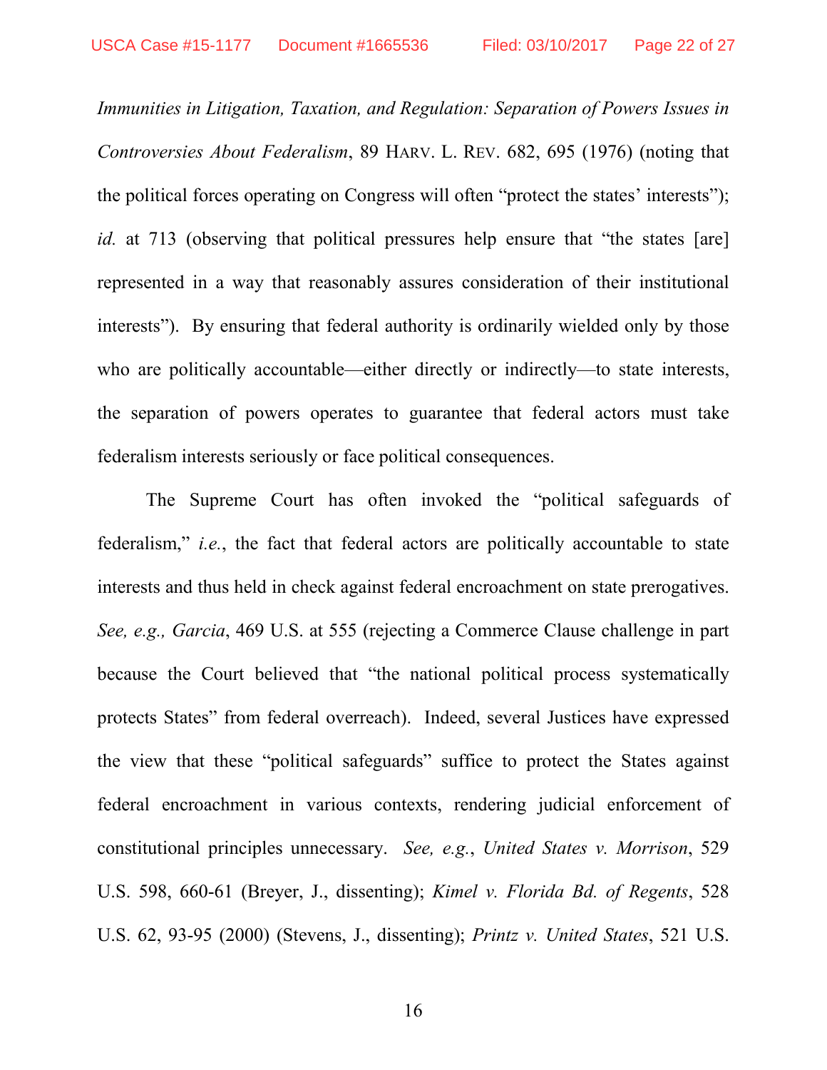*Immunities in Litigation, Taxation, and Regulation: Separation of Powers Issues in Controversies About Federalism*, 89 HARV. L. REV. 682, 695 (1976) (noting that the political forces operating on Congress will often "protect the states' interests"); *id.* at 713 (observing that political pressures help ensure that "the states [are] represented in a way that reasonably assures consideration of their institutional interests"). By ensuring that federal authority is ordinarily wielded only by those who are politically accountable—either directly or indirectly—to state interests, the separation of powers operates to guarantee that federal actors must take federalism interests seriously or face political consequences.

The Supreme Court has often invoked the "political safeguards of federalism," *i.e.*, the fact that federal actors are politically accountable to state interests and thus held in check against federal encroachment on state prerogatives. *See, e.g., Garcia*, 469 U.S. at 555 (rejecting a Commerce Clause challenge in part because the Court believed that "the national political process systematically protects States" from federal overreach). Indeed, several Justices have expressed the view that these "political safeguards" suffice to protect the States against federal encroachment in various contexts, rendering judicial enforcement of constitutional principles unnecessary. *See, e.g.*, *United States v. Morrison*, 529 U.S. 598, 660-61 (Breyer, J., dissenting); *Kimel v. Florida Bd. of Regents*, 528 U.S. 62, 93-95 (2000) (Stevens, J., dissenting); *Printz v. United States*, 521 U.S.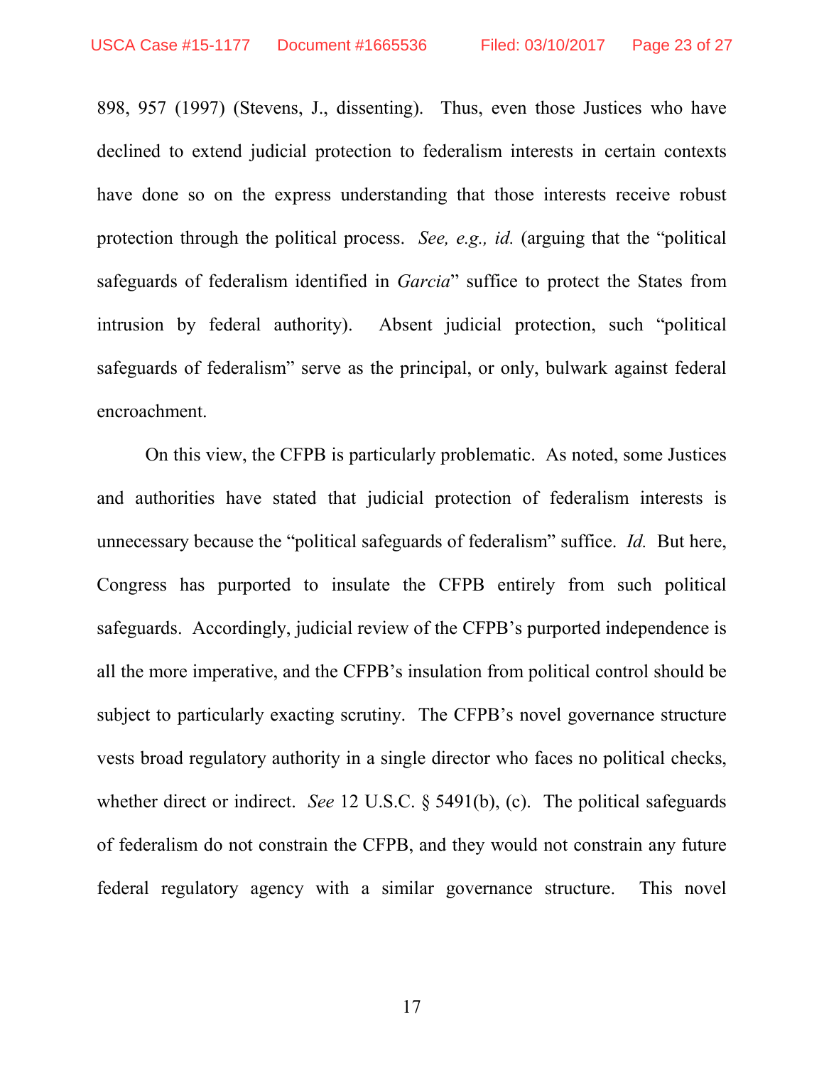898, 957 (1997) (Stevens, J., dissenting). Thus, even those Justices who have declined to extend judicial protection to federalism interests in certain contexts have done so on the express understanding that those interests receive robust protection through the political process. *See, e.g., id.* (arguing that the "political safeguards of federalism identified in *Garcia*" suffice to protect the States from intrusion by federal authority). Absent judicial protection, such "political safeguards of federalism" serve as the principal, or only, bulwark against federal encroachment.

On this view, the CFPB is particularly problematic. As noted, some Justices and authorities have stated that judicial protection of federalism interests is unnecessary because the "political safeguards of federalism" suffice. *Id.* But here, Congress has purported to insulate the CFPB entirely from such political safeguards. Accordingly, judicial review of the CFPB's purported independence is all the more imperative, and the CFPB's insulation from political control should be subject to particularly exacting scrutiny. The CFPB's novel governance structure vests broad regulatory authority in a single director who faces no political checks, whether direct or indirect. *See* 12 U.S.C. § 5491(b), (c). The political safeguards of federalism do not constrain the CFPB, and they would not constrain any future federal regulatory agency with a similar governance structure. This novel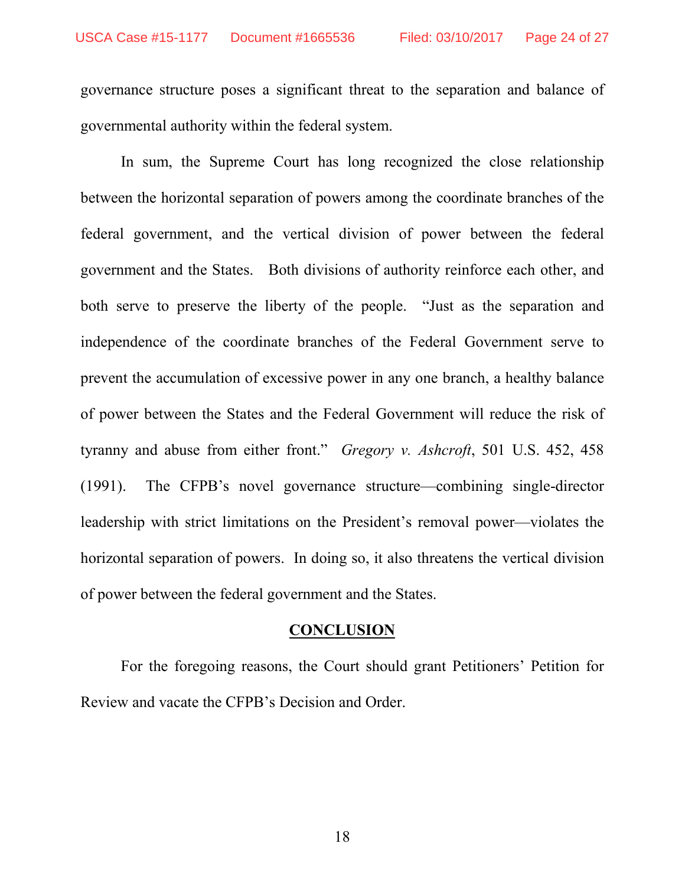governance structure poses a significant threat to the separation and balance of governmental authority within the federal system.

In sum, the Supreme Court has long recognized the close relationship between the horizontal separation of powers among the coordinate branches of the federal government, and the vertical division of power between the federal government and the States. Both divisions of authority reinforce each other, and both serve to preserve the liberty of the people. "Just as the separation and independence of the coordinate branches of the Federal Government serve to prevent the accumulation of excessive power in any one branch, a healthy balance of power between the States and the Federal Government will reduce the risk of tyranny and abuse from either front." *Gregory v. Ashcroft*, 501 U.S. 452, 458 (1991). The CFPB's novel governance structure—combining single-director leadership with strict limitations on the President's removal power—violates the horizontal separation of powers. In doing so, it also threatens the vertical division of power between the federal government and the States.

## CONCLUSION

For the foregoing reasons, the Court should grant Petitioners' Petition for Review and vacate the CFPB's Decision and Order.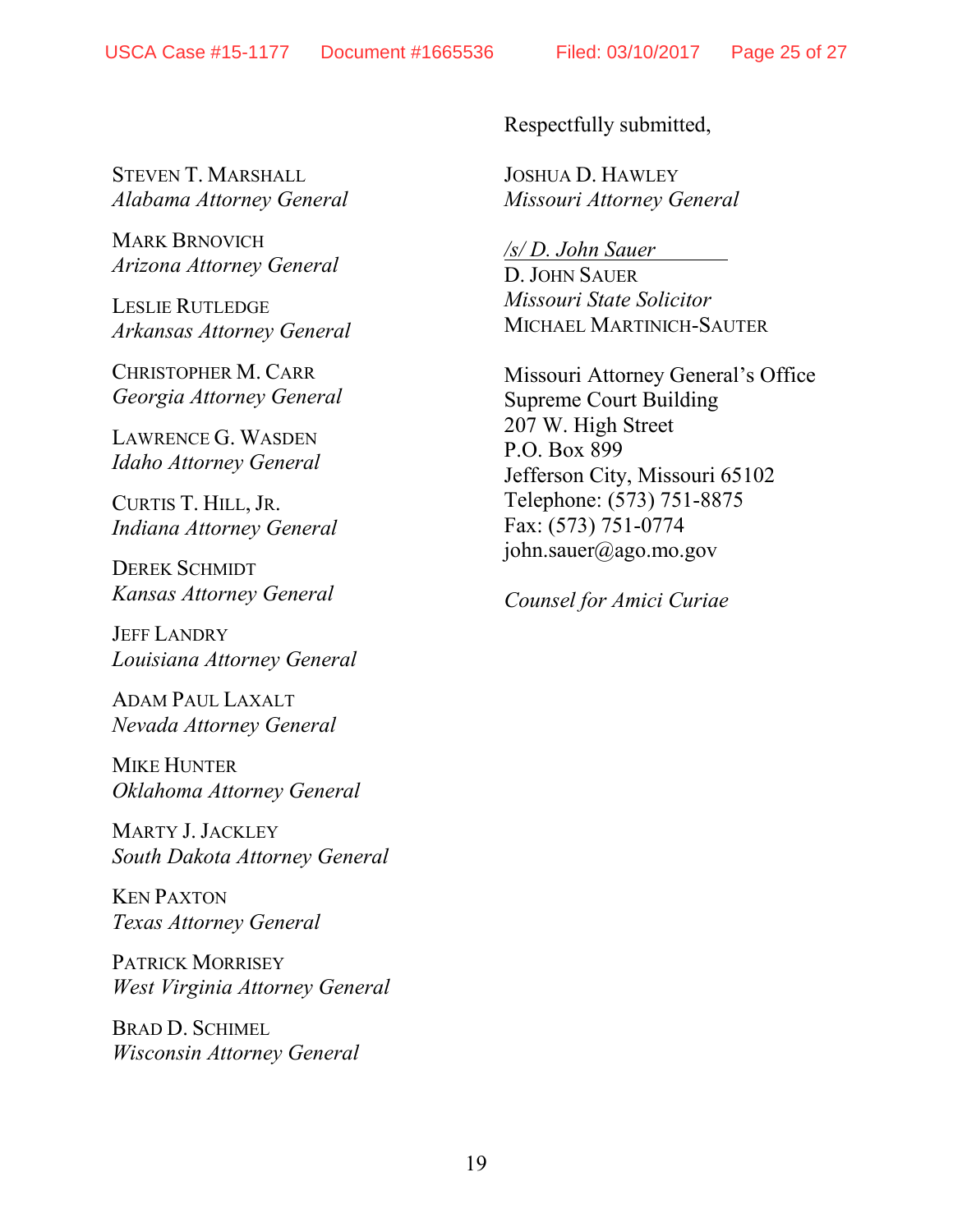Respectfully submitted,

JOSHUA D. HAWLEY
*Missouri Attorney General*

*/s/ D. John Sauer*
D. JOHN SAUER
*Missouri State Solicitor*
MICHAEL MARTINICH-SAUTER

Missouri Attorney General's Office
Supreme Court Building
207 W. High Street
P.O. Box 899
Jefferson City, Missouri 65102
Telephone: (573) 751-8875
Fax: (573) 751-0774
john.sauer@ago.mo.gov

*Counsel for Amici Curiae*

STEVEN T. MARSHALL
*Alabama Attorney General*

MARK BRNOVICH
*Arizona Attorney General*

LESLIE RUTLEDGE
*Arkansas Attorney General*

CHRISTOPHER M. CARR
*Georgia Attorney General*

LAWRENCE G. WASDEN
*Idaho Attorney General*

CURTIS T. HILL, JR.
*Indiana Attorney General*

DEREK SCHMIDT
*Kansas Attorney General*

JEFF LANDRY
*Louisiana Attorney General*

ADAM PAUL LAXALT
*Nevada Attorney General*

MIKE HUNTER
*Oklahoma Attorney General*

MARTY J. JACKLEY
*South Dakota Attorney General*

KEN PAXTON
*Texas Attorney General*

PATRICK MORRISEY
*West Virginia Attorney General*

BRAD D. SCHIMEL
*Wisconsin Attorney General*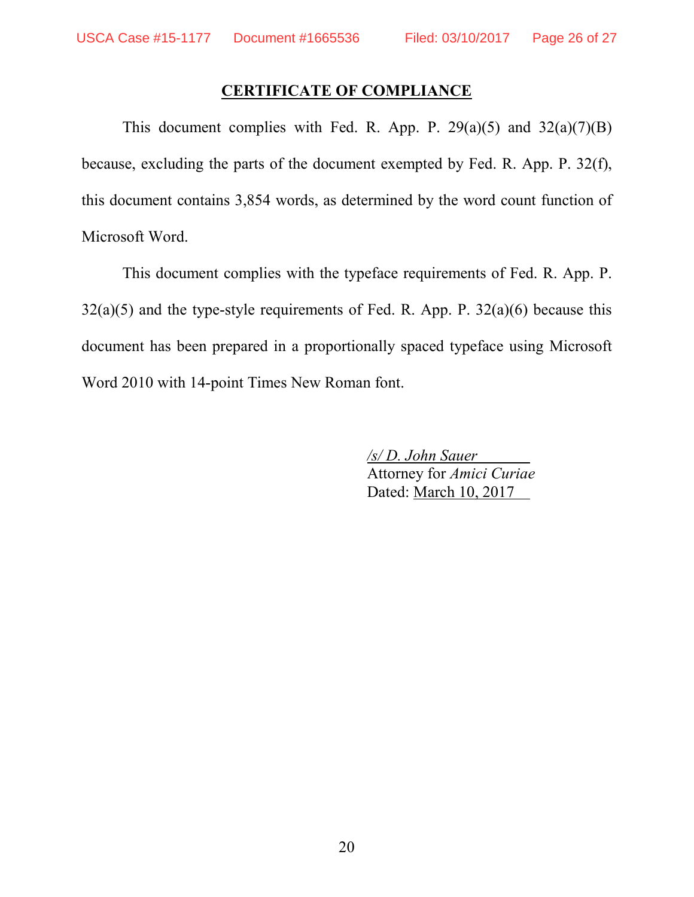## CERTIFICATE OF COMPLIANCE

This document complies with Fed. R. App. P. 29(a)(5) and 32(a)(7)(B) because, excluding the parts of the document exempted by Fed. R. App. P. 32(f), this document contains 3,854 words, as determined by the word count function of Microsoft Word.

This document complies with the typeface requirements of Fed. R. App. P. 32(a)(5) and the type-style requirements of Fed. R. App. P. 32(a)(6) because this document has been prepared in a proportionally spaced typeface using Microsoft Word 2010 with 14-point Times New Roman font.

*/s/ D. John Sauer*
Attorney for *Amici Curiae*
Dated: March 10, 2017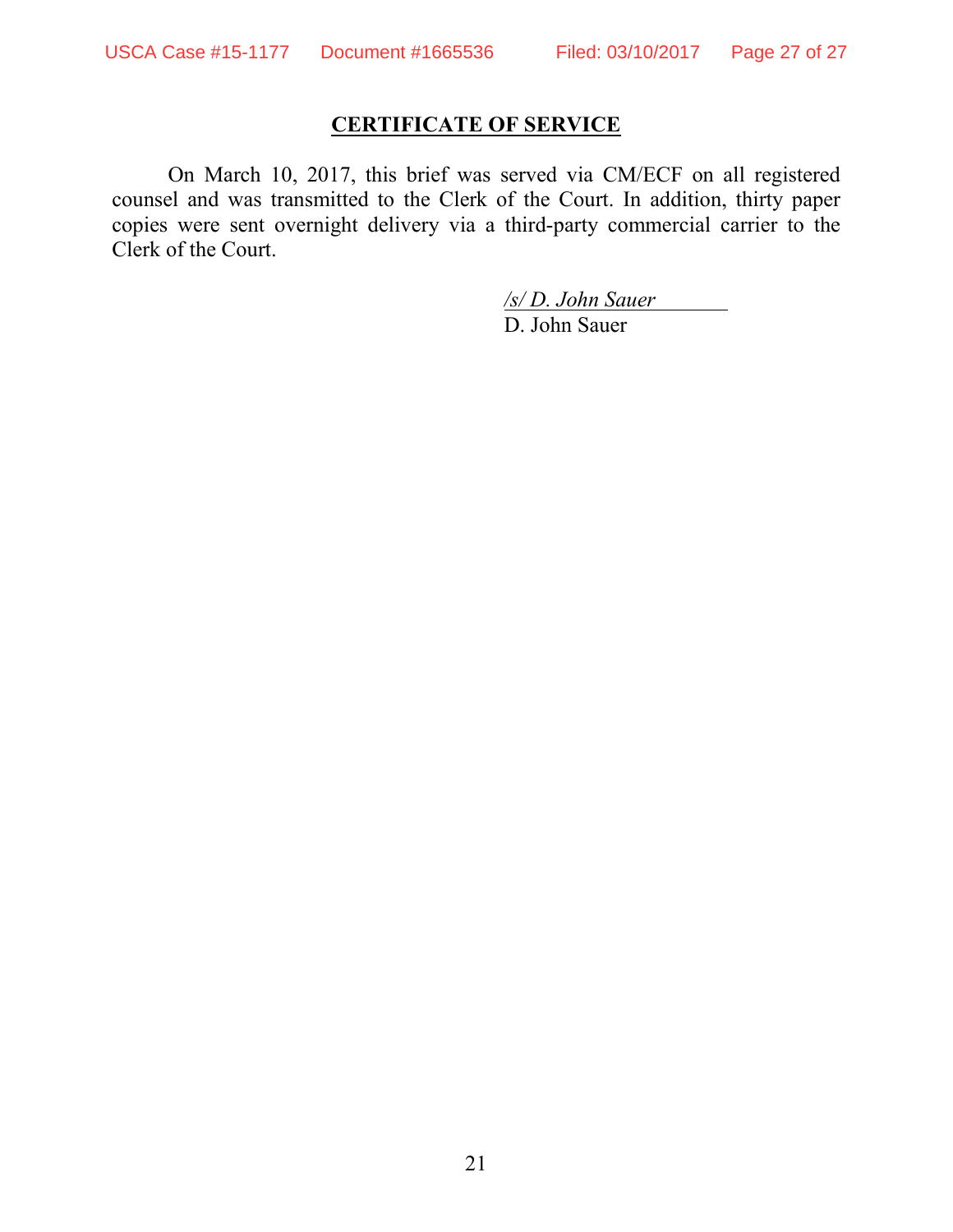## CERTIFICATE OF SERVICE

On March 10, 2017, this brief was served via CM/ECF on all registered counsel and was transmitted to the Clerk of the Court. In addition, thirty paper copies were sent overnight delivery via a third-party commercial carrier to the Clerk of the Court.

*/s/ D. John Sauer*
D. John Sauer